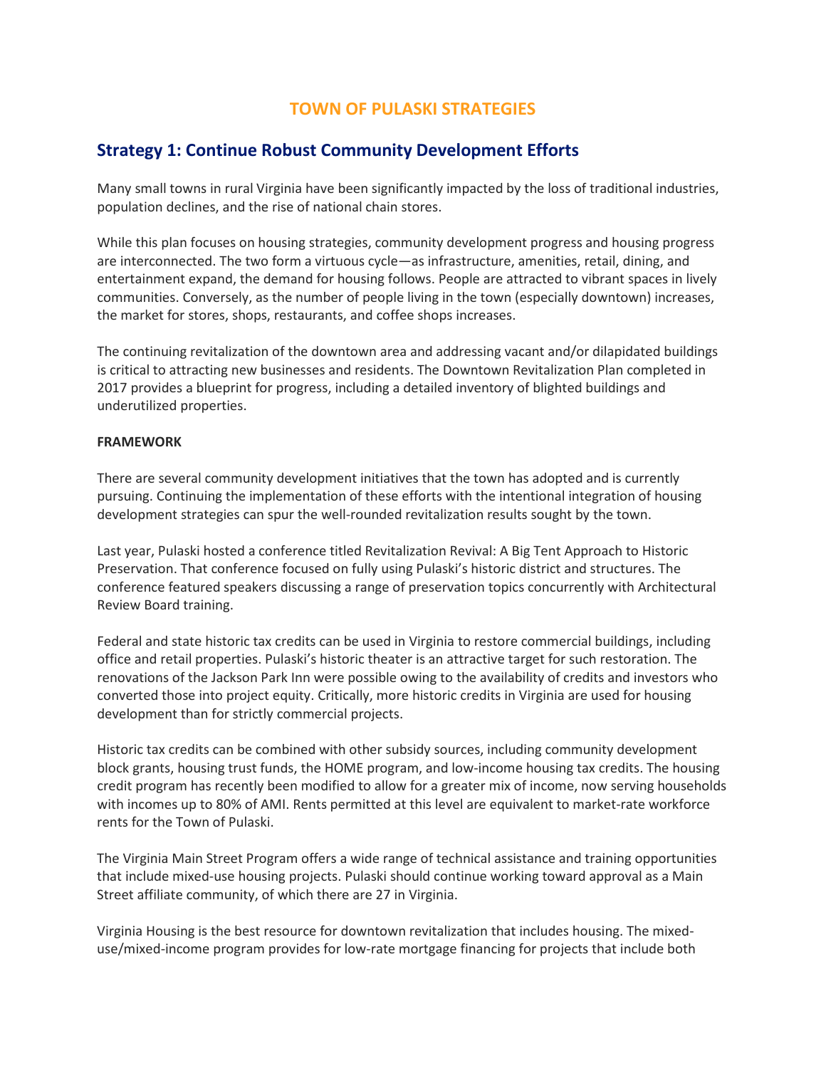# TOWN OF PULASKI STRATEGIES

## Strategy 1: Continue Robust Community Development Efforts

Many small towns in rural Virginia have been significantly impacted by the loss of traditional industries, population declines, and the rise of national chain stores.

While this plan focuses on housing strategies, community development progress and housing progress are interconnected. The two form a virtuous cycle—as infrastructure, amenities, retail, dining, and entertainment expand, the demand for housing follows. People are attracted to vibrant spaces in lively communities. Conversely, as the number of people living in the town (especially downtown) increases, the market for stores, shops, restaurants, and coffee shops increases.

The continuing revitalization of the downtown area and addressing vacant and/or dilapidated buildings is critical to attracting new businesses and residents. The Downtown Revitalization Plan completed in 2017 provides a blueprint for progress, including a detailed inventory of blighted buildings and underutilized properties.

**FRAMEWORK**

There are several community development initiatives that the town has adopted and is currently pursuing. Continuing the implementation of these efforts with the intentional integration of housing development strategies can spur the well-rounded revitalization results sought by the town.

Last year, Pulaski hosted a conference titled Revitalization Revival: A Big Tent Approach to Historic Preservation. That conference focused on fully using Pulaski's historic district and structures. The conference featured speakers discussing a range of preservation topics concurrently with Architectural Review Board training.

Federal and state historic tax credits can be used in Virginia to restore commercial buildings, including office and retail properties. Pulaski's historic theater is an attractive target for such restoration. The renovations of the Jackson Park Inn were possible owing to the availability of credits and investors who converted those into project equity. Critically, more historic credits in Virginia are used for housing development than for strictly commercial projects.

Historic tax credits can be combined with other subsidy sources, including community development block grants, housing trust funds, the HOME program, and low-income housing tax credits. The housing credit program has recently been modified to allow for a greater mix of income, now serving households with incomes up to 80% of AMI. Rents permitted at this level are equivalent to market-rate workforce rents for the Town of Pulaski.

The Virginia Main Street Program offers a wide range of technical assistance and training opportunities that include mixed-use housing projects. Pulaski should continue working toward approval as a Main Street affiliate community, of which there are 27 in Virginia.

Virginia Housing is the best resource for downtown revitalization that includes housing. The mixed-use/mixed-income program provides for low-rate mortgage financing for projects that include both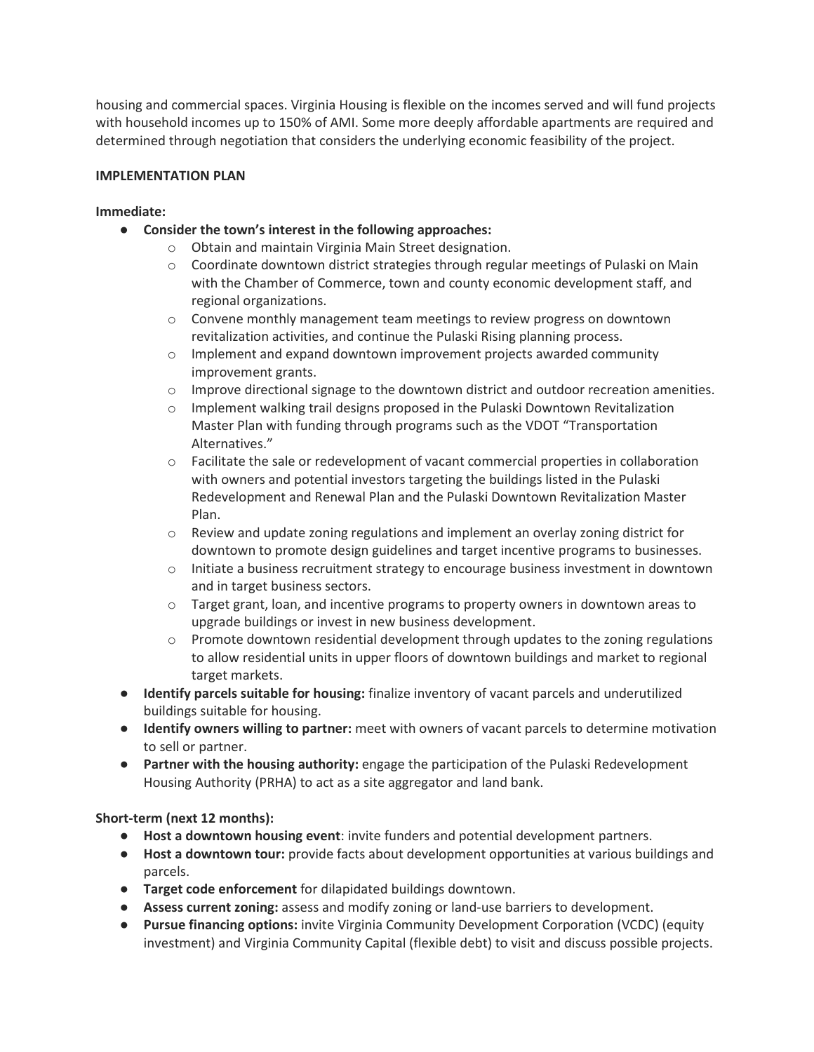housing and commercial spaces. Virginia Housing is flexible on the incomes served and will fund projects with household incomes up to 150% of AMI. Some more deeply affordable apartments are required and determined through negotiation that considers the underlying economic feasibility of the project.

**IMPLEMENTATION PLAN**

**Immediate:**

- **Consider the town's interest in the following approaches:**
  - Obtain and maintain Virginia Main Street designation.
  - Coordinate downtown district strategies through regular meetings of Pulaski on Main with the Chamber of Commerce, town and county economic development staff, and regional organizations.
  - Convene monthly management team meetings to review progress on downtown revitalization activities, and continue the Pulaski Rising planning process.
  - Implement and expand downtown improvement projects awarded community improvement grants.
  - Improve directional signage to the downtown district and outdoor recreation amenities.
  - Implement walking trail designs proposed in the Pulaski Downtown Revitalization Master Plan with funding through programs such as the VDOT "Transportation Alternatives."
  - Facilitate the sale or redevelopment of vacant commercial properties in collaboration with owners and potential investors targeting the buildings listed in the Pulaski Redevelopment and Renewal Plan and the Pulaski Downtown Revitalization Master Plan.
  - Review and update zoning regulations and implement an overlay zoning district for downtown to promote design guidelines and target incentive programs to businesses.
  - Initiate a business recruitment strategy to encourage business investment in downtown and in target business sectors.
  - Target grant, loan, and incentive programs to property owners in downtown areas to upgrade buildings or invest in new business development.
  - Promote downtown residential development through updates to the zoning regulations to allow residential units in upper floors of downtown buildings and market to regional target markets.
- **Identify parcels suitable for housing:** finalize inventory of vacant parcels and underutilized buildings suitable for housing.
- **Identify owners willing to partner:** meet with owners of vacant parcels to determine motivation to sell or partner.
- **Partner with the housing authority:** engage the participation of the Pulaski Redevelopment Housing Authority (PRHA) to act as a site aggregator and land bank.

**Short-term (next 12 months):**

- **Host a downtown housing event**: invite funders and potential development partners.
- **Host a downtown tour:** provide facts about development opportunities at various buildings and parcels.
- **Target code enforcement** for dilapidated buildings downtown.
- **Assess current zoning:** assess and modify zoning or land-use barriers to development.
- **Pursue financing options:** invite Virginia Community Development Corporation (VCDC) (equity investment) and Virginia Community Capital (flexible debt) to visit and discuss possible projects.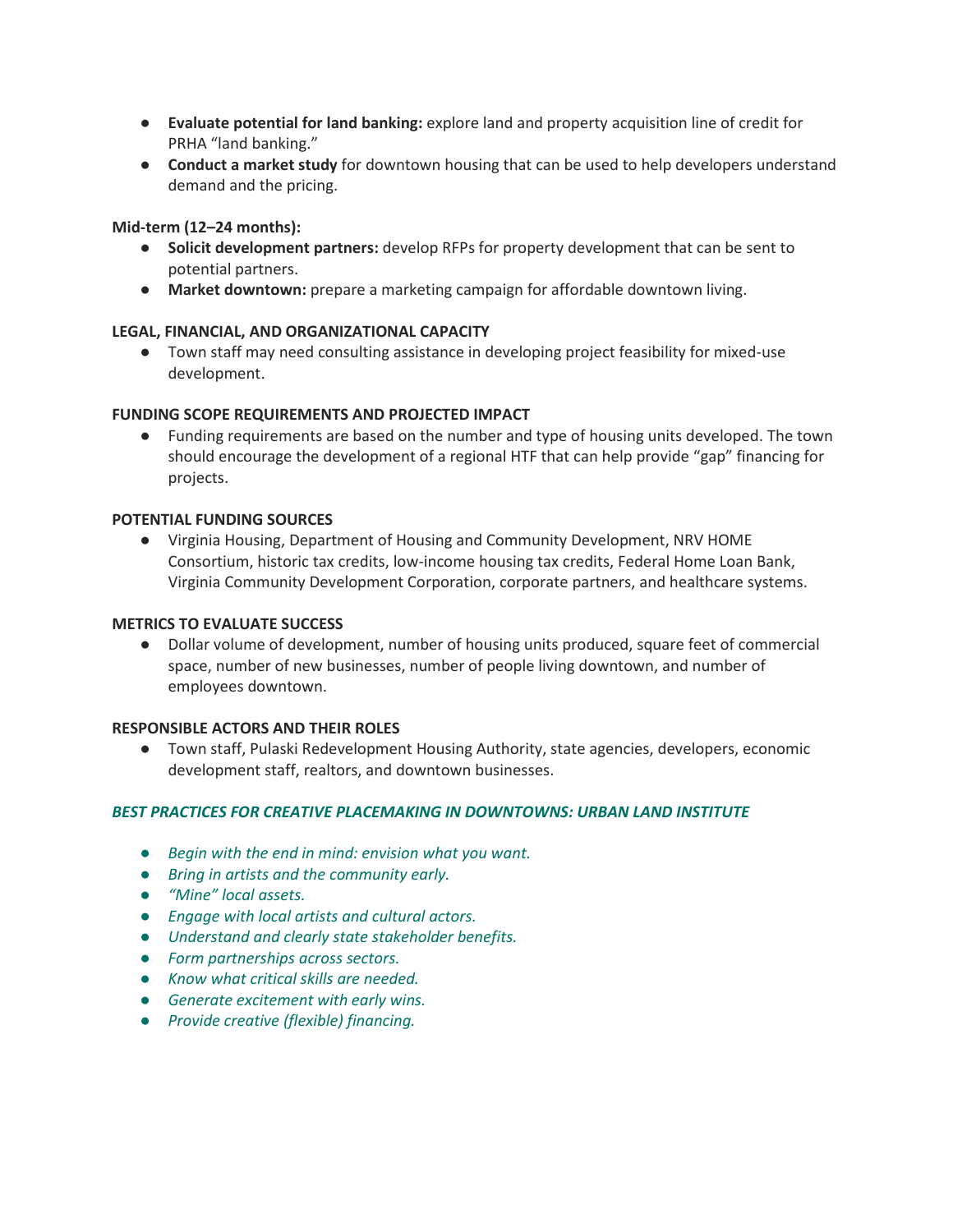- **Evaluate potential for land banking:** explore land and property acquisition line of credit for PRHA "land banking."
- **Conduct a market study** for downtown housing that can be used to help developers understand demand and the pricing.

**Mid-term (12–24 months):**

- **Solicit development partners:** develop RFPs for property development that can be sent to potential partners.
- **Market downtown:** prepare a marketing campaign for affordable downtown living.

**LEGAL, FINANCIAL, AND ORGANIZATIONAL CAPACITY**

- Town staff may need consulting assistance in developing project feasibility for mixed-use development.

**FUNDING SCOPE REQUIREMENTS AND PROJECTED IMPACT**

- Funding requirements are based on the number and type of housing units developed. The town should encourage the development of a regional HTF that can help provide "gap" financing for projects.

**POTENTIAL FUNDING SOURCES**

- Virginia Housing, Department of Housing and Community Development, NRV HOME Consortium, historic tax credits, low-income housing tax credits, Federal Home Loan Bank, Virginia Community Development Corporation, corporate partners, and healthcare systems.

**METRICS TO EVALUATE SUCCESS**

- Dollar volume of development, number of housing units produced, square feet of commercial space, number of new businesses, number of people living downtown, and number of employees downtown.

**RESPONSIBLE ACTORS AND THEIR ROLES**

- Town staff, Pulaski Redevelopment Housing Authority, state agencies, developers, economic development staff, realtors, and downtown businesses.

***BEST PRACTICES FOR CREATIVE PLACEMAKING IN DOWNTOWNS: URBAN LAND INSTITUTE***

- *Begin with the end in mind: envision what you want.*
- *Bring in artists and the community early.*
- *"Mine" local assets.*
- *Engage with local artists and cultural actors.*
- *Understand and clearly state stakeholder benefits.*
- *Form partnerships across sectors.*
- *Know what critical skills are needed.*
- *Generate excitement with early wins.*
- *Provide creative (flexible) financing.*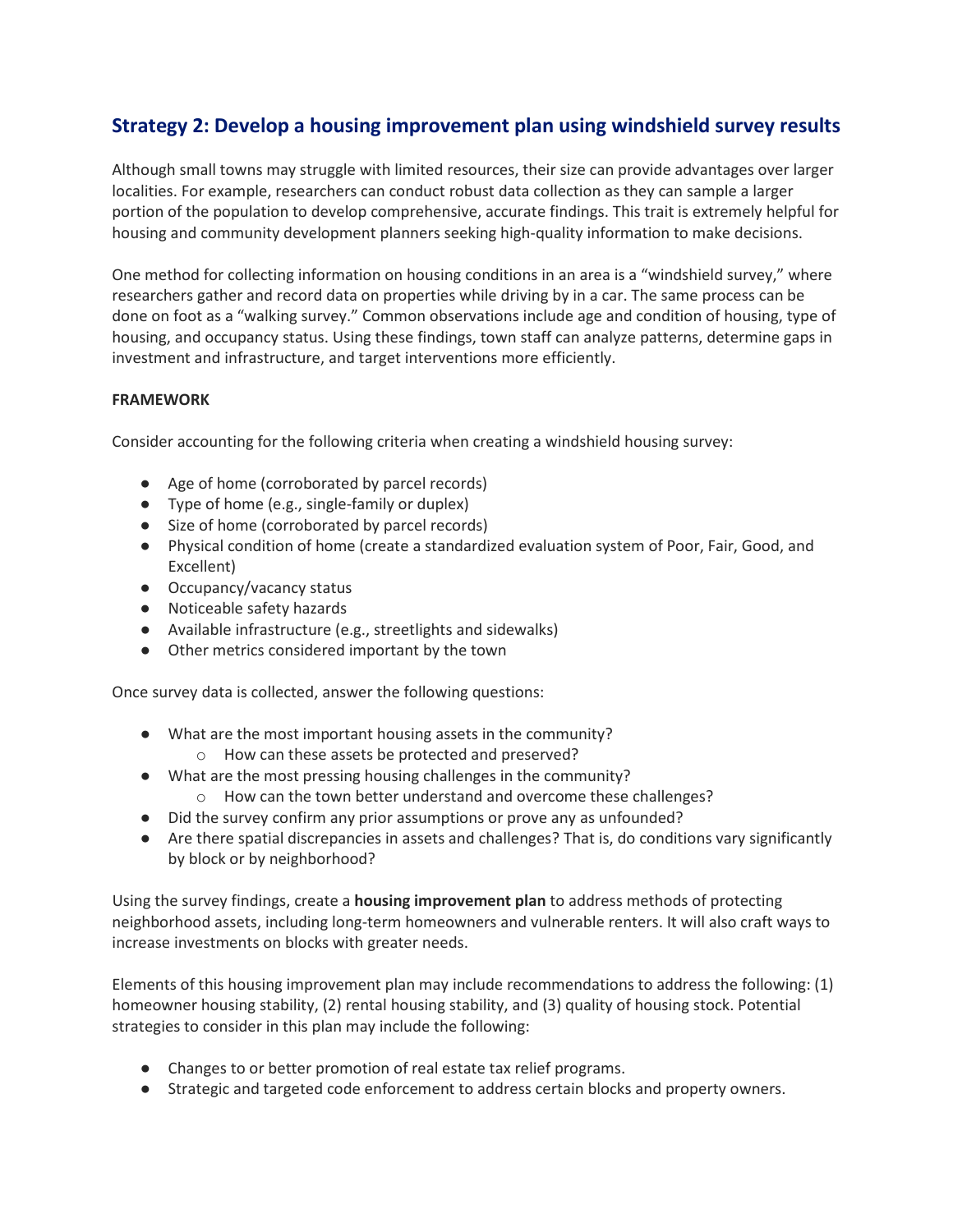## Strategy 2: Develop a housing improvement plan using windshield survey results

Although small towns may struggle with limited resources, their size can provide advantages over larger localities. For example, researchers can conduct robust data collection as they can sample a larger portion of the population to develop comprehensive, accurate findings. This trait is extremely helpful for housing and community development planners seeking high-quality information to make decisions.

One method for collecting information on housing conditions in an area is a "windshield survey," where researchers gather and record data on properties while driving by in a car. The same process can be done on foot as a "walking survey." Common observations include age and condition of housing, type of housing, and occupancy status. Using these findings, town staff can analyze patterns, determine gaps in investment and infrastructure, and target interventions more efficiently.

**FRAMEWORK**

Consider accounting for the following criteria when creating a windshield housing survey:

- Age of home (corroborated by parcel records)
- Type of home (e.g., single-family or duplex)
- Size of home (corroborated by parcel records)
- Physical condition of home (create a standardized evaluation system of Poor, Fair, Good, and Excellent)
- Occupancy/vacancy status
- Noticeable safety hazards
- Available infrastructure (e.g., streetlights and sidewalks)
- Other metrics considered important by the town

Once survey data is collected, answer the following questions:

- What are the most important housing assets in the community?
  - How can these assets be protected and preserved?
- What are the most pressing housing challenges in the community?
  - How can the town better understand and overcome these challenges?
- Did the survey confirm any prior assumptions or prove any as unfounded?
- Are there spatial discrepancies in assets and challenges? That is, do conditions vary significantly by block or by neighborhood?

Using the survey findings, create a **housing improvement plan** to address methods of protecting neighborhood assets, including long-term homeowners and vulnerable renters. It will also craft ways to increase investments on blocks with greater needs.

Elements of this housing improvement plan may include recommendations to address the following: (1) homeowner housing stability, (2) rental housing stability, and (3) quality of housing stock. Potential strategies to consider in this plan may include the following:

- Changes to or better promotion of real estate tax relief programs.
- Strategic and targeted code enforcement to address certain blocks and property owners.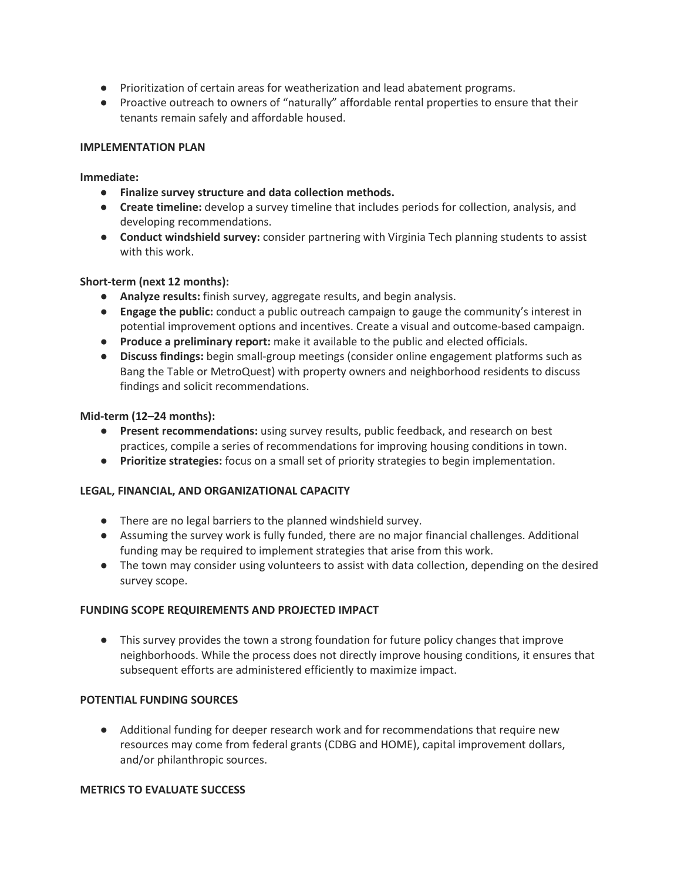- Prioritization of certain areas for weatherization and lead abatement programs.
- Proactive outreach to owners of "naturally" affordable rental properties to ensure that their tenants remain safely and affordable housed.

**IMPLEMENTATION PLAN**

**Immediate:**

- **Finalize survey structure and data collection methods.**
- **Create timeline:** develop a survey timeline that includes periods for collection, analysis, and developing recommendations.
- **Conduct windshield survey:** consider partnering with Virginia Tech planning students to assist with this work.

**Short-term (next 12 months):**

- **Analyze results:** finish survey, aggregate results, and begin analysis.
- **Engage the public:** conduct a public outreach campaign to gauge the community's interest in potential improvement options and incentives. Create a visual and outcome-based campaign.
- **Produce a preliminary report:** make it available to the public and elected officials.
- **Discuss findings:** begin small-group meetings (consider online engagement platforms such as Bang the Table or MetroQuest) with property owners and neighborhood residents to discuss findings and solicit recommendations.

**Mid-term (12–24 months):**

- **Present recommendations:** using survey results, public feedback, and research on best practices, compile a series of recommendations for improving housing conditions in town.
- **Prioritize strategies:** focus on a small set of priority strategies to begin implementation.

**LEGAL, FINANCIAL, AND ORGANIZATIONAL CAPACITY**

- There are no legal barriers to the planned windshield survey.
- Assuming the survey work is fully funded, there are no major financial challenges. Additional funding may be required to implement strategies that arise from this work.
- The town may consider using volunteers to assist with data collection, depending on the desired survey scope.

**FUNDING SCOPE REQUIREMENTS AND PROJECTED IMPACT**

- This survey provides the town a strong foundation for future policy changes that improve neighborhoods. While the process does not directly improve housing conditions, it ensures that subsequent efforts are administered efficiently to maximize impact.

**POTENTIAL FUNDING SOURCES**

- Additional funding for deeper research work and for recommendations that require new resources may come from federal grants (CDBG and HOME), capital improvement dollars, and/or philanthropic sources.

**METRICS TO EVALUATE SUCCESS**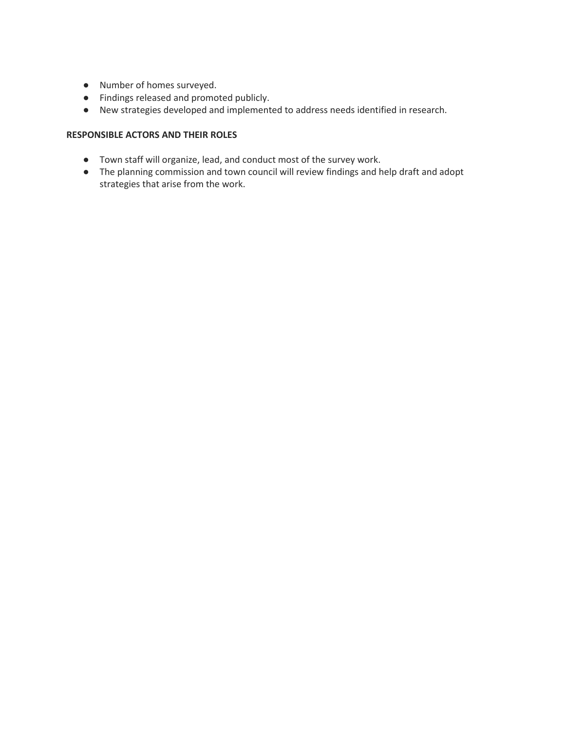- Number of homes surveyed.
- Findings released and promoted publicly.
- New strategies developed and implemented to address needs identified in research.

**RESPONSIBLE ACTORS AND THEIR ROLES**

- Town staff will organize, lead, and conduct most of the survey work.
- The planning commission and town council will review findings and help draft and adopt strategies that arise from the work.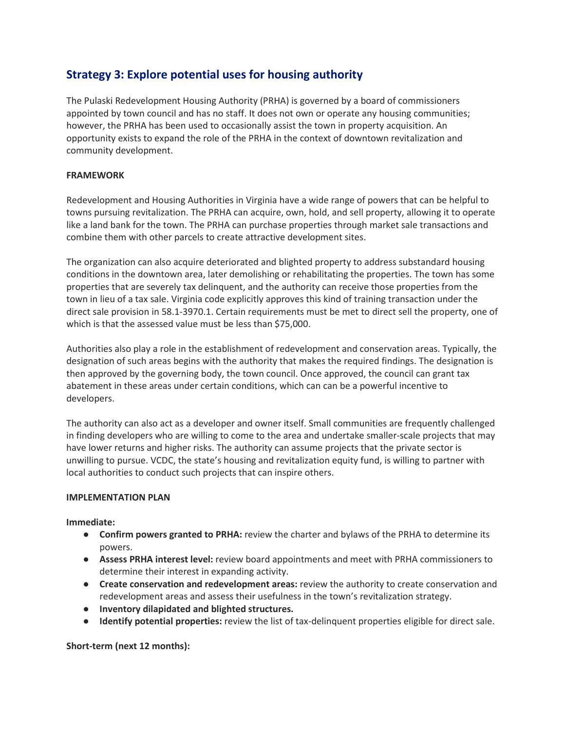## Strategy 3: Explore potential uses for housing authority

The Pulaski Redevelopment Housing Authority (PRHA) is governed by a board of commissioners appointed by town council and has no staff. It does not own or operate any housing communities; however, the PRHA has been used to occasionally assist the town in property acquisition. An opportunity exists to expand the role of the PRHA in the context of downtown revitalization and community development.

**FRAMEWORK**

Redevelopment and Housing Authorities in Virginia have a wide range of powers that can be helpful to towns pursuing revitalization. The PRHA can acquire, own, hold, and sell property, allowing it to operate like a land bank for the town. The PRHA can purchase properties through market sale transactions and combine them with other parcels to create attractive development sites.

The organization can also acquire deteriorated and blighted property to address substandard housing conditions in the downtown area, later demolishing or rehabilitating the properties. The town has some properties that are severely tax delinquent, and the authority can receive those properties from the town in lieu of a tax sale. Virginia code explicitly approves this kind of training transaction under the direct sale provision in 58.1-3970.1. Certain requirements must be met to direct sell the property, one of which is that the assessed value must be less than $75,000.

Authorities also play a role in the establishment of redevelopment and conservation areas. Typically, the designation of such areas begins with the authority that makes the required findings. The designation is then approved by the governing body, the town council. Once approved, the council can grant tax abatement in these areas under certain conditions, which can can be a powerful incentive to developers.

The authority can also act as a developer and owner itself. Small communities are frequently challenged in finding developers who are willing to come to the area and undertake smaller-scale projects that may have lower returns and higher risks. The authority can assume projects that the private sector is unwilling to pursue. VCDC, the state's housing and revitalization equity fund, is willing to partner with local authorities to conduct such projects that can inspire others.

**IMPLEMENTATION PLAN**

**Immediate:**

- **Confirm powers granted to PRHA:** review the charter and bylaws of the PRHA to determine its powers.
- **Assess PRHA interest level:** review board appointments and meet with PRHA commissioners to determine their interest in expanding activity.
- **Create conservation and redevelopment areas:** review the authority to create conservation and redevelopment areas and assess their usefulness in the town's revitalization strategy.
- **Inventory dilapidated and blighted structures.**
- **Identify potential properties:** review the list of tax-delinquent properties eligible for direct sale.

**Short-term (next 12 months):**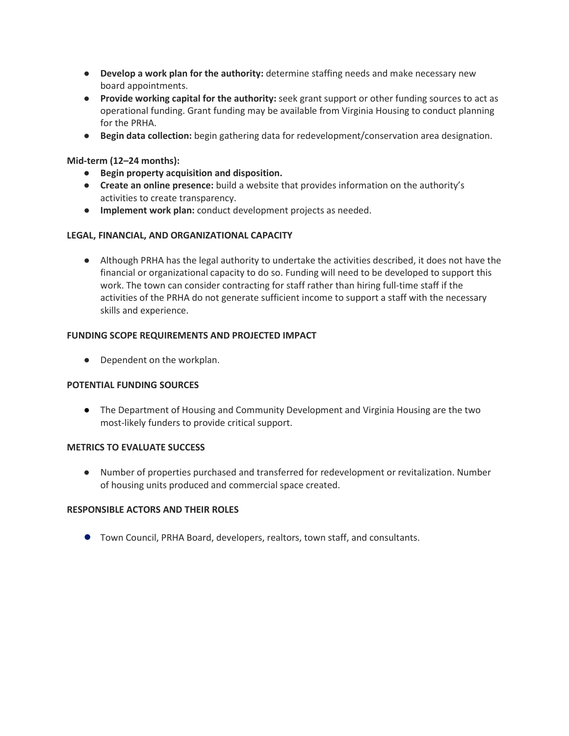- **Develop a work plan for the authority:** determine staffing needs and make necessary new board appointments.
- **Provide working capital for the authority:** seek grant support or other funding sources to act as operational funding. Grant funding may be available from Virginia Housing to conduct planning for the PRHA.
- **Begin data collection:** begin gathering data for redevelopment/conservation area designation.

**Mid-term (12–24 months):**

- **Begin property acquisition and disposition.**
- **Create an online presence:** build a website that provides information on the authority's activities to create transparency.
- **Implement work plan:** conduct development projects as needed.

**LEGAL, FINANCIAL, AND ORGANIZATIONAL CAPACITY**

- Although PRHA has the legal authority to undertake the activities described, it does not have the financial or organizational capacity to do so. Funding will need to be developed to support this work. The town can consider contracting for staff rather than hiring full-time staff if the activities of the PRHA do not generate sufficient income to support a staff with the necessary skills and experience.

**FUNDING SCOPE REQUIREMENTS AND PROJECTED IMPACT**

- Dependent on the workplan.

**POTENTIAL FUNDING SOURCES**

- The Department of Housing and Community Development and Virginia Housing are the two most-likely funders to provide critical support.

**METRICS TO EVALUATE SUCCESS**

- Number of properties purchased and transferred for redevelopment or revitalization. Number of housing units produced and commercial space created.

**RESPONSIBLE ACTORS AND THEIR ROLES**

- Town Council, PRHA Board, developers, realtors, town staff, and consultants.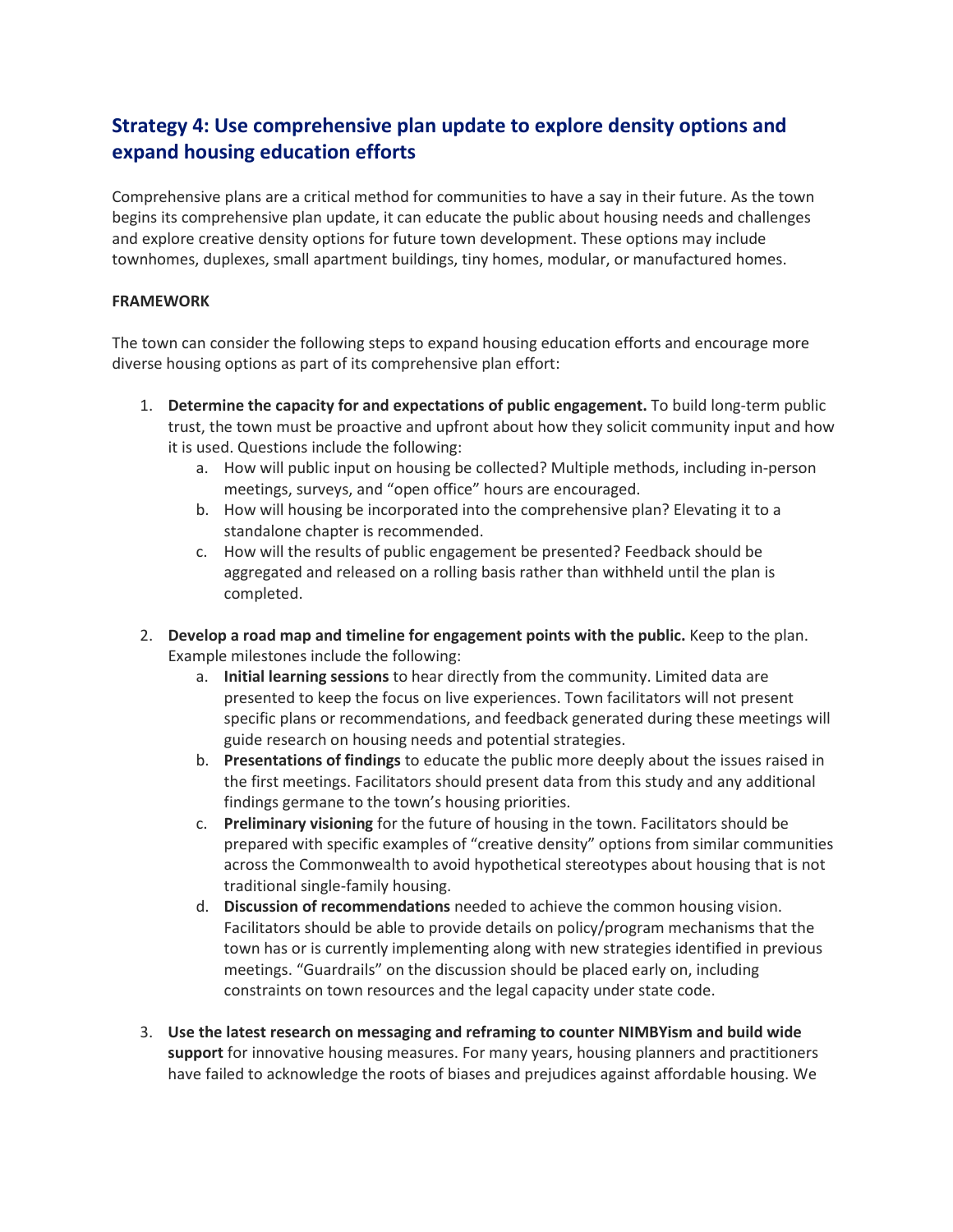## Strategy 4: Use comprehensive plan update to explore density options and expand housing education efforts

Comprehensive plans are a critical method for communities to have a say in their future. As the town begins its comprehensive plan update, it can educate the public about housing needs and challenges and explore creative density options for future town development. These options may include townhomes, duplexes, small apartment buildings, tiny homes, modular, or manufactured homes.

**FRAMEWORK**

The town can consider the following steps to expand housing education efforts and encourage more diverse housing options as part of its comprehensive plan effort:

1. **Determine the capacity for and expectations of public engagement.** To build long-term public trust, the town must be proactive and upfront about how they solicit community input and how it is used. Questions include the following:
   a. How will public input on housing be collected? Multiple methods, including in-person meetings, surveys, and "open office" hours are encouraged.
   b. How will housing be incorporated into the comprehensive plan? Elevating it to a standalone chapter is recommended.
   c. How will the results of public engagement be presented? Feedback should be aggregated and released on a rolling basis rather than withheld until the plan is completed.

2. **Develop a road map and timeline for engagement points with the public.** Keep to the plan. Example milestones include the following:
   a. **Initial learning sessions** to hear directly from the community. Limited data are presented to keep the focus on live experiences. Town facilitators will not present specific plans or recommendations, and feedback generated during these meetings will guide research on housing needs and potential strategies.
   b. **Presentations of findings** to educate the public more deeply about the issues raised in the first meetings. Facilitators should present data from this study and any additional findings germane to the town's housing priorities.
   c. **Preliminary visioning** for the future of housing in the town. Facilitators should be prepared with specific examples of "creative density" options from similar communities across the Commonwealth to avoid hypothetical stereotypes about housing that is not traditional single-family housing.
   d. **Discussion of recommendations** needed to achieve the common housing vision. Facilitators should be able to provide details on policy/program mechanisms that the town has or is currently implementing along with new strategies identified in previous meetings. "Guardrails" on the discussion should be placed early on, including constraints on town resources and the legal capacity under state code.

3. **Use the latest research on messaging and reframing to counter NIMBYism and build wide support** for innovative housing measures. For many years, housing planners and practitioners have failed to acknowledge the roots of biases and prejudices against affordable housing. We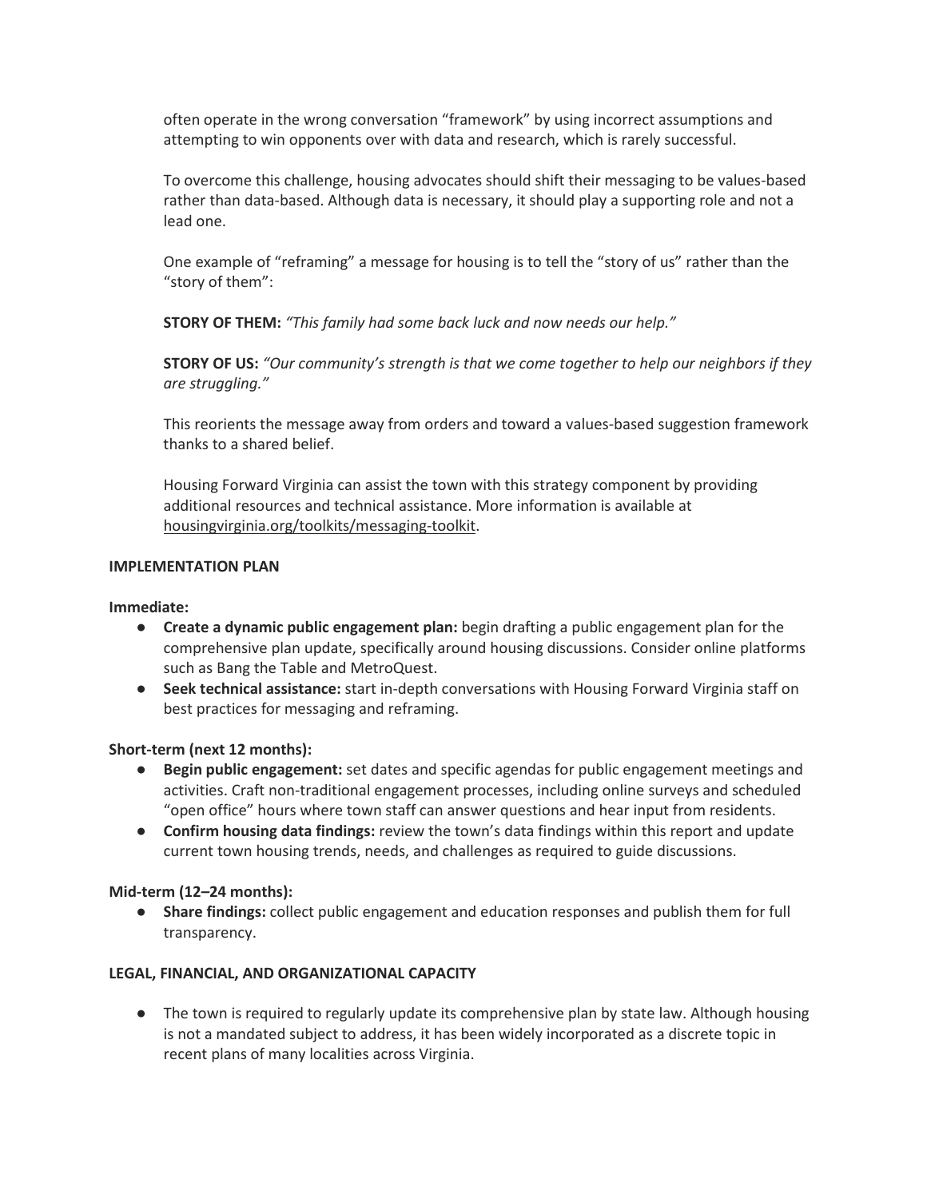often operate in the wrong conversation "framework" by using incorrect assumptions and attempting to win opponents over with data and research, which is rarely successful.

To overcome this challenge, housing advocates should shift their messaging to be values-based rather than data-based. Although data is necessary, it should play a supporting role and not a lead one.

One example of "reframing" a message for housing is to tell the "story of us" rather than the "story of them":

**STORY OF THEM:** *"This family had some back luck and now needs our help."*

**STORY OF US:** *"Our community's strength is that we come together to help our neighbors if they are struggling."*

This reorients the message away from orders and toward a values-based suggestion framework thanks to a shared belief.

Housing Forward Virginia can assist the town with this strategy component by providing additional resources and technical assistance. More information is available at housingvirginia.org/toolkits/messaging-toolkit.

**IMPLEMENTATION PLAN**

**Immediate:**

- **Create a dynamic public engagement plan:** begin drafting a public engagement plan for the comprehensive plan update, specifically around housing discussions. Consider online platforms such as Bang the Table and MetroQuest.
- **Seek technical assistance:** start in-depth conversations with Housing Forward Virginia staff on best practices for messaging and reframing.

**Short-term (next 12 months):**

- **Begin public engagement:** set dates and specific agendas for public engagement meetings and activities. Craft non-traditional engagement processes, including online surveys and scheduled "open office" hours where town staff can answer questions and hear input from residents.
- **Confirm housing data findings:** review the town's data findings within this report and update current town housing trends, needs, and challenges as required to guide discussions.

**Mid-term (12–24 months):**

- **Share findings:** collect public engagement and education responses and publish them for full transparency.

**LEGAL, FINANCIAL, AND ORGANIZATIONAL CAPACITY**

- The town is required to regularly update its comprehensive plan by state law. Although housing is not a mandated subject to address, it has been widely incorporated as a discrete topic in recent plans of many localities across Virginia.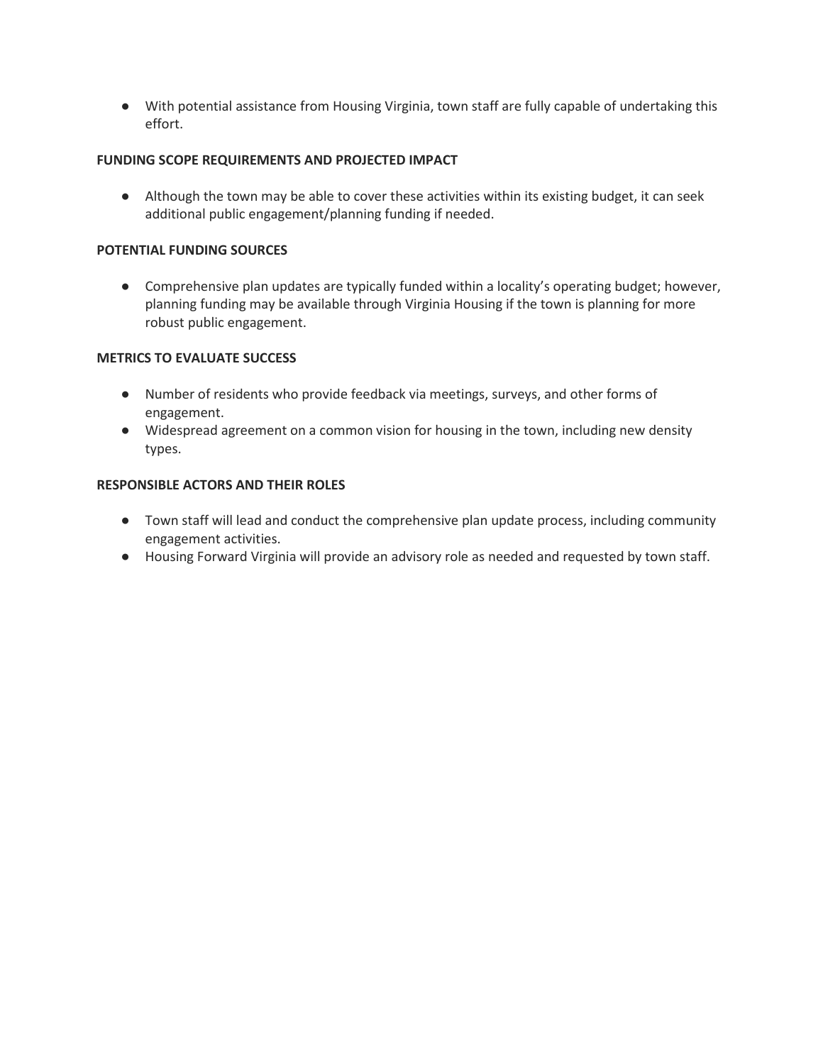- With potential assistance from Housing Virginia, town staff are fully capable of undertaking this effort.

**FUNDING SCOPE REQUIREMENTS AND PROJECTED IMPACT**

- Although the town may be able to cover these activities within its existing budget, it can seek additional public engagement/planning funding if needed.

**POTENTIAL FUNDING SOURCES**

- Comprehensive plan updates are typically funded within a locality's operating budget; however, planning funding may be available through Virginia Housing if the town is planning for more robust public engagement.

**METRICS TO EVALUATE SUCCESS**

- Number of residents who provide feedback via meetings, surveys, and other forms of engagement.
- Widespread agreement on a common vision for housing in the town, including new density types.

**RESPONSIBLE ACTORS AND THEIR ROLES**

- Town staff will lead and conduct the comprehensive plan update process, including community engagement activities.
- Housing Forward Virginia will provide an advisory role as needed and requested by town staff.